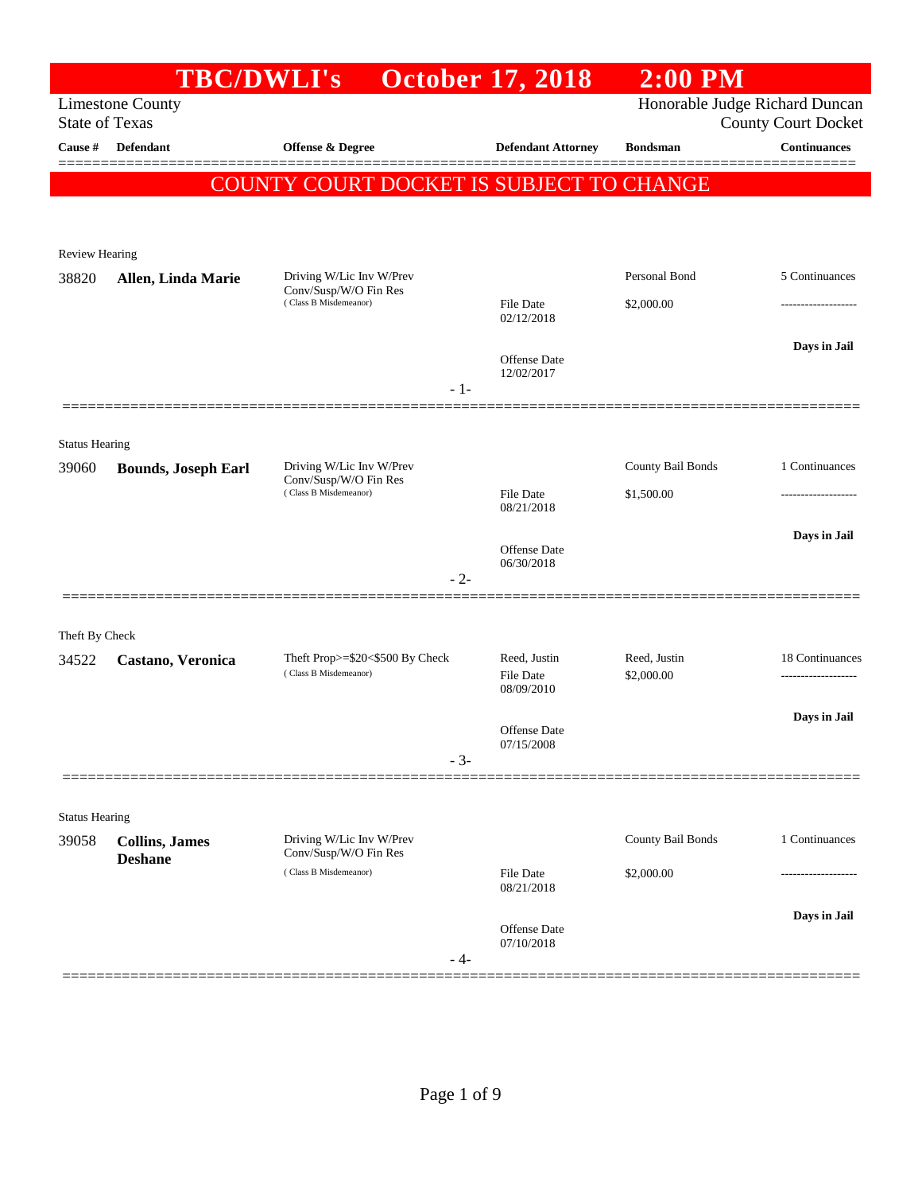# TBC/DWLI's October 17, 2018 2:00 PM

Limestone County
State of Texas

Honorable Judge Richard Duncan
County Court Docket

| Cause # | Defendant | Offense & Degree | Defendant Attorney | Bondsman | Continuances |
|---|---|---|---|---|---|

**COUNTY COURT DOCKET IS SUBJECT TO CHANGE**

Review Hearing

| Cause # | Defendant | Offense & Degree | Defendant Attorney | Bondsman | Continuances |
|---|---|---|---|---|---|
| 38820 | **Allen, Linda Marie** | Driving W/Lic Inv W/Prev Conv/Susp/W/O Fin Res (Class B Misdemeanor) | File Date 02/12/2018<br>Offense Date 12/02/2017 | Personal Bond<br>$2,000.00 | 5 Continuances<br>-------------------<br>**Days in Jail** |

- 1-

Status Hearing

| Cause # | Defendant | Offense & Degree | Defendant Attorney | Bondsman | Continuances |
|---|---|---|---|---|---|
| 39060 | **Bounds, Joseph Earl** | Driving W/Lic Inv W/Prev Conv/Susp/W/O Fin Res (Class B Misdemeanor) | File Date 08/21/2018<br>Offense Date 06/30/2018 | County Bail Bonds<br>$1,500.00 | 1 Continuances<br>-------------------<br>**Days in Jail** |

- 2-

Theft By Check

| Cause # | Defendant | Offense & Degree | Defendant Attorney | Bondsman | Continuances |
|---|---|---|---|---|---|
| 34522 | **Castano, Veronica** | Theft Prop>=$20<$500 By Check (Class B Misdemeanor) | Reed, Justin<br>File Date 08/09/2010<br>Offense Date 07/15/2008 | Reed, Justin<br>$2,000.00 | 18 Continuances<br>-------------------<br>**Days in Jail** |

- 3-

Status Hearing

| Cause # | Defendant | Offense & Degree | Defendant Attorney | Bondsman | Continuances |
|---|---|---|---|---|---|
| 39058 | **Collins, James Deshane** | Driving W/Lic Inv W/Prev Conv/Susp/W/O Fin Res (Class B Misdemeanor) | File Date 08/21/2018<br>Offense Date 07/10/2018 | County Bail Bonds<br>$2,000.00 | 1 Continuances<br>-------------------<br>**Days in Jail** |

- 4-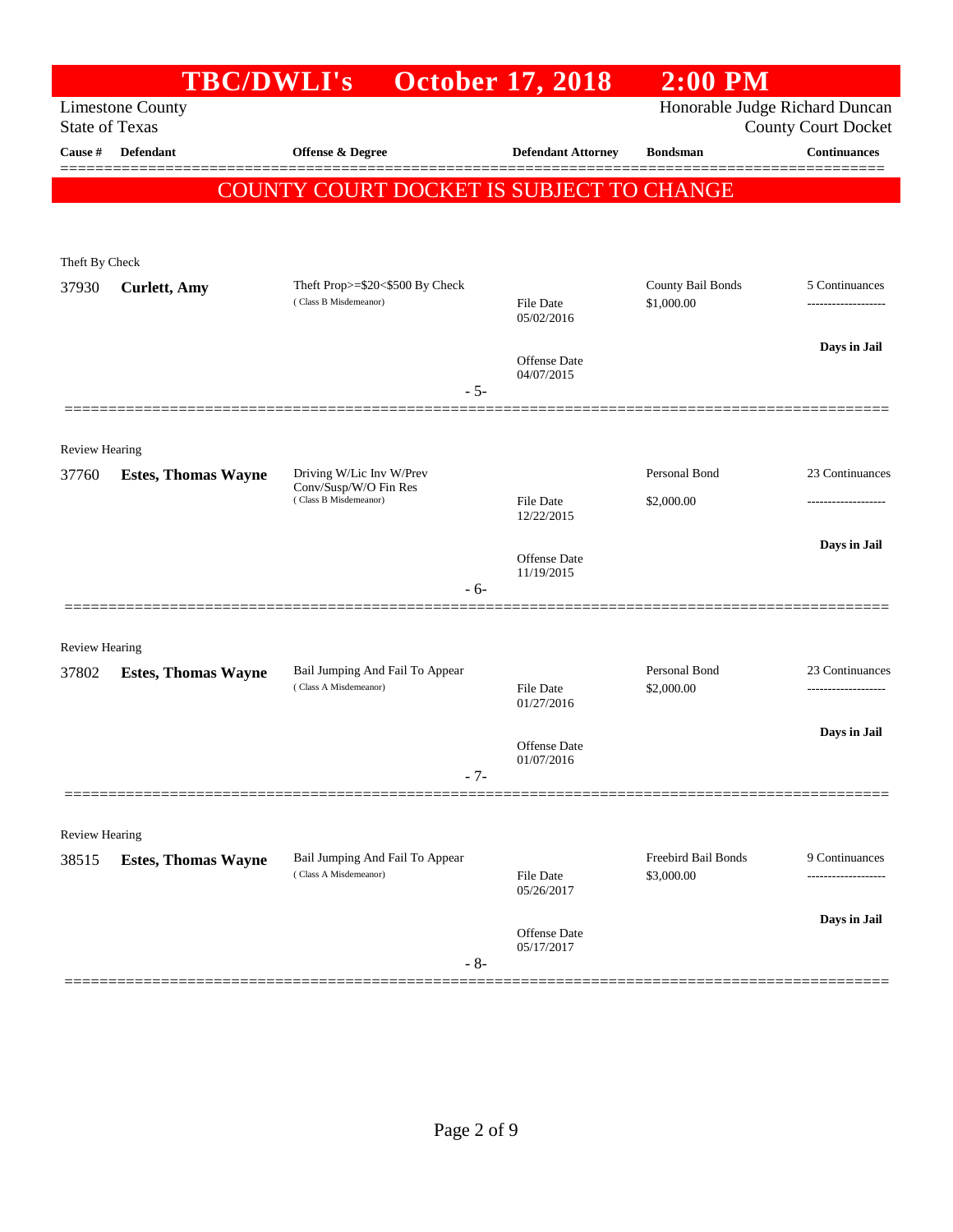# TBC/DWLI's October 17, 2018 2:00 PM

Limestone County
State of Texas

Honorable Judge Richard Duncan
County Court Docket

| Cause # | Defendant | Offense & Degree | Defendant Attorney | Bondsman | Continuances |
|---|---|---|---|---|---|

**COUNTY COURT DOCKET IS SUBJECT TO CHANGE**

Theft By Check

| Cause # | Defendant | Offense & Degree | Defendant Attorney | Bondsman | Continuances |
|---|---|---|---|---|---|
| 37930 | **Curlett, Amy** | Theft Prop>=$20<$500 By Check (Class B Misdemeanor) | File Date 05/02/2016<br>Offense Date 04/07/2015 | County Bail Bonds<br>$1,000.00 | 5 Continuances<br>-------------------<br>**Days in Jail** |

- 5-

Review Hearing

| Cause # | Defendant | Offense & Degree | Defendant Attorney | Bondsman | Continuances |
|---|---|---|---|---|---|
| 37760 | **Estes, Thomas Wayne** | Driving W/Lic Inv W/Prev Conv/Susp/W/O Fin Res (Class B Misdemeanor) | File Date 12/22/2015<br>Offense Date 11/19/2015 | Personal Bond<br>$2,000.00 | 23 Continuances<br>-------------------<br>**Days in Jail** |

- 6-

Review Hearing

| Cause # | Defendant | Offense & Degree | Defendant Attorney | Bondsman | Continuances |
|---|---|---|---|---|---|
| 37802 | **Estes, Thomas Wayne** | Bail Jumping And Fail To Appear (Class A Misdemeanor) | File Date 01/27/2016<br>Offense Date 01/07/2016 | Personal Bond<br>$2,000.00 | 23 Continuances<br>-------------------<br>**Days in Jail** |

- 7-

Review Hearing

| Cause # | Defendant | Offense & Degree | Defendant Attorney | Bondsman | Continuances |
|---|---|---|---|---|---|
| 38515 | **Estes, Thomas Wayne** | Bail Jumping And Fail To Appear (Class A Misdemeanor) | File Date 05/26/2017<br>Offense Date 05/17/2017 | Freebird Bail Bonds<br>$3,000.00 | 9 Continuances<br>-------------------<br>**Days in Jail** |

- 8-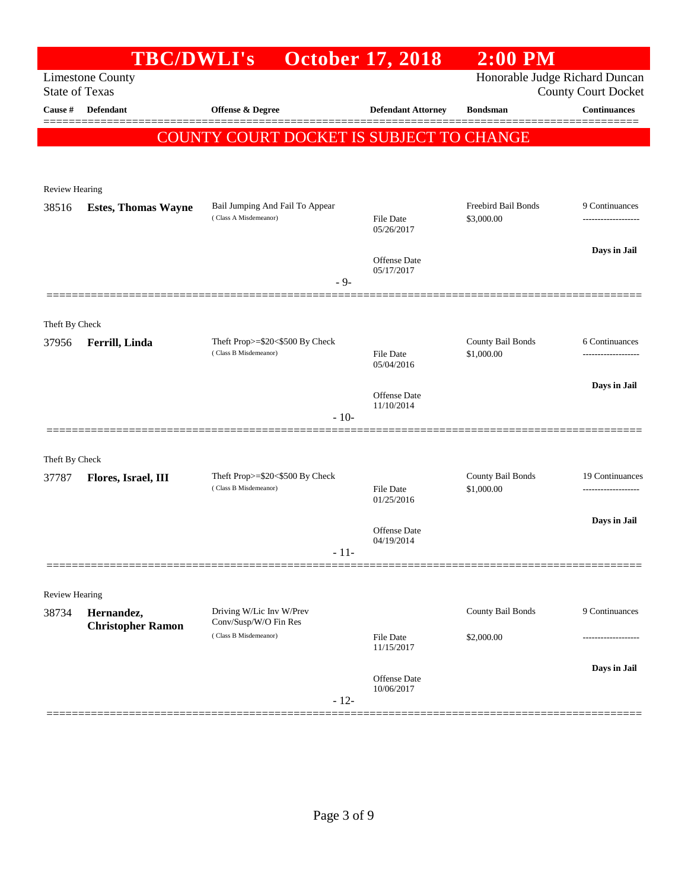# TBC/DWLI's October 17, 2018 2:00 PM

Limestone County
State of Texas

Honorable Judge Richard Duncan
County Court Docket

| Cause # | Defendant | Offense & Degree | Defendant Attorney | Bondsman | Continuances |
|---|---|---|---|---|---|

**COUNTY COURT DOCKET IS SUBJECT TO CHANGE**

Review Hearing

| Cause # | Defendant | Offense & Degree | Defendant Attorney | Bondsman | Continuances |
|---|---|---|---|---|---|
| 38516 | **Estes, Thomas Wayne** | Bail Jumping And Fail To Appear (Class A Misdemeanor) | File Date 05/26/2017<br>Offense Date 05/17/2017 | Freebird Bail Bonds<br>$3,000.00 | 9 Continuances<br>-------------------<br>**Days in Jail** |

- 9-

Theft By Check

| Cause # | Defendant | Offense & Degree | Defendant Attorney | Bondsman | Continuances |
|---|---|---|---|---|---|
| 37956 | **Ferrill, Linda** | Theft Prop>=$20<$500 By Check (Class B Misdemeanor) | File Date 05/04/2016<br>Offense Date 11/10/2014 | County Bail Bonds<br>$1,000.00 | 6 Continuances<br>-------------------<br>**Days in Jail** |

- 10-

Theft By Check

| Cause # | Defendant | Offense & Degree | Defendant Attorney | Bondsman | Continuances |
|---|---|---|---|---|---|
| 37787 | **Flores, Israel, III** | Theft Prop>=$20<$500 By Check (Class B Misdemeanor) | File Date 01/25/2016<br>Offense Date 04/19/2014 | County Bail Bonds<br>$1,000.00 | 19 Continuances<br>-------------------<br>**Days in Jail** |

- 11-

Review Hearing

| Cause # | Defendant | Offense & Degree | Defendant Attorney | Bondsman | Continuances |
|---|---|---|---|---|---|
| 38734 | **Hernandez, Christopher Ramon** | Driving W/Lic Inv W/Prev Conv/Susp/W/O Fin Res (Class B Misdemeanor) | File Date 11/15/2017<br>Offense Date 10/06/2017 | County Bail Bonds<br>$2,000.00 | 9 Continuances<br>-------------------<br>**Days in Jail** |

- 12-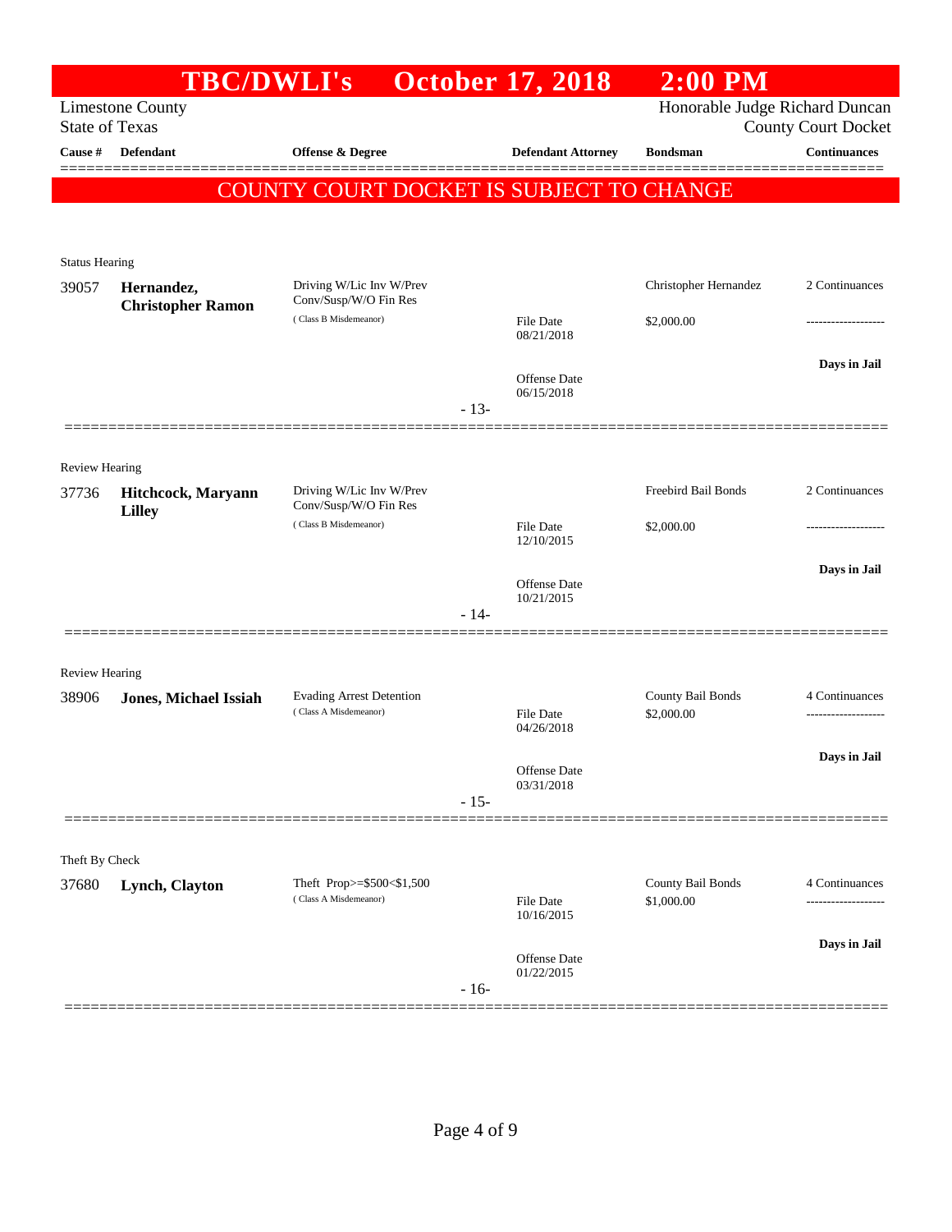# TBC/DWLI's October 17, 2018 2:00 PM

Limestone County
State of Texas

Honorable Judge Richard Duncan
County Court Docket

| Cause # | Defendant | Offense & Degree | Defendant Attorney | Bondsman | Continuances |
|---|---|---|---|---|---|

**COUNTY COURT DOCKET IS SUBJECT TO CHANGE**

Status Hearing

| Cause # | Defendant | Offense & Degree | Defendant Attorney | Bondsman | Continuances |
|---|---|---|---|---|---|
| 39057 | **Hernandez, Christopher Ramon** | Driving W/Lic Inv W/Prev Conv/Susp/W/O Fin Res (Class B Misdemeanor) | File Date 08/21/2018<br>Offense Date 06/15/2018 | Christopher Hernandez<br>$2,000.00 | 2 Continuances<br>-------------------<br>**Days in Jail** |

- 13-

Review Hearing

| Cause # | Defendant | Offense & Degree | Defendant Attorney | Bondsman | Continuances |
|---|---|---|---|---|---|
| 37736 | **Hitchcock, Maryann Lilley** | Driving W/Lic Inv W/Prev Conv/Susp/W/O Fin Res (Class B Misdemeanor) | File Date 12/10/2015<br>Offense Date 10/21/2015 | Freebird Bail Bonds<br>$2,000.00 | 2 Continuances<br>-------------------<br>**Days in Jail** |

- 14-

Review Hearing

| Cause # | Defendant | Offense & Degree | Defendant Attorney | Bondsman | Continuances |
|---|---|---|---|---|---|
| 38906 | **Jones, Michael Issiah** | Evading Arrest Detention (Class A Misdemeanor) | File Date 04/26/2018<br>Offense Date 03/31/2018 | County Bail Bonds<br>$2,000.00 | 4 Continuances<br>-------------------<br>**Days in Jail** |

- 15-

Theft By Check

| Cause # | Defendant | Offense & Degree | Defendant Attorney | Bondsman | Continuances |
|---|---|---|---|---|---|
| 37680 | **Lynch, Clayton** | Theft Prop>=$500<$1,500 (Class A Misdemeanor) | File Date 10/16/2015<br>Offense Date 01/22/2015 | County Bail Bonds<br>$1,000.00 | 4 Continuances<br>-------------------<br>**Days in Jail** |

- 16-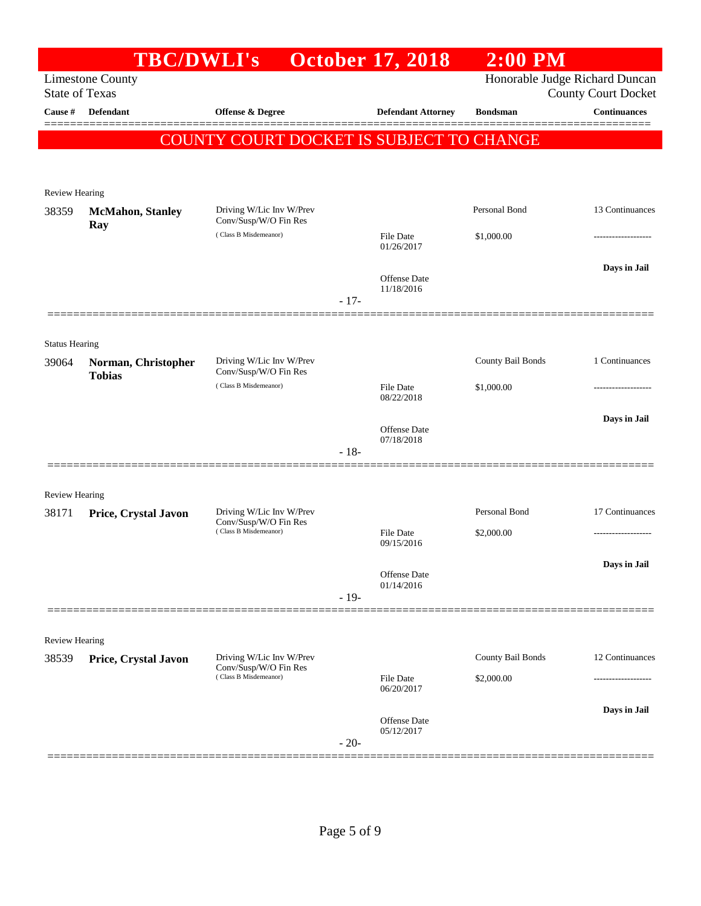# TBC/DWLI's October 17, 2018 2:00 PM

Limestone County
State of Texas

Honorable Judge Richard Duncan
County Court Docket

| Cause # | Defendant | Offense & Degree | Defendant Attorney | Bondsman | Continuances |
|---|---|---|---|---|---|

## COUNTY COURT DOCKET IS SUBJECT TO CHANGE

Review Hearing

| Cause # | Defendant | Offense & Degree | Defendant Attorney | Bondsman | Continuances |
|---|---|---|---|---|---|
| 38359 | **McMahon, Stanley Ray** | Driving W/Lic Inv W/Prev Conv/Susp/W/O Fin Res (Class B Misdemeanor) | File Date 01/26/2017 | Personal Bond $1,000.00 | 13 Continuances |
| | | | Offense Date 11/18/2016 | | **Days in Jail** |

- 17-

Status Hearing

| Cause # | Defendant | Offense & Degree | Defendant Attorney | Bondsman | Continuances |
|---|---|---|---|---|---|
| 39064 | **Norman, Christopher Tobias** | Driving W/Lic Inv W/Prev Conv/Susp/W/O Fin Res (Class B Misdemeanor) | File Date 08/22/2018 | County Bail Bonds $1,000.00 | 1 Continuances |
| | | | Offense Date 07/18/2018 | | **Days in Jail** |

- 18-

Review Hearing

| Cause # | Defendant | Offense & Degree | Defendant Attorney | Bondsman | Continuances |
|---|---|---|---|---|---|
| 38171 | **Price, Crystal Javon** | Driving W/Lic Inv W/Prev Conv/Susp/W/O Fin Res (Class B Misdemeanor) | File Date 09/15/2016 | Personal Bond $2,000.00 | 17 Continuances |
| | | | Offense Date 01/14/2016 | | **Days in Jail** |

- 19-

Review Hearing

| Cause # | Defendant | Offense & Degree | Defendant Attorney | Bondsman | Continuances |
|---|---|---|---|---|---|
| 38539 | **Price, Crystal Javon** | Driving W/Lic Inv W/Prev Conv/Susp/W/O Fin Res (Class B Misdemeanor) | File Date 06/20/2017 | County Bail Bonds $2,000.00 | 12 Continuances |
| | | | Offense Date 05/12/2017 | | **Days in Jail** |

- 20-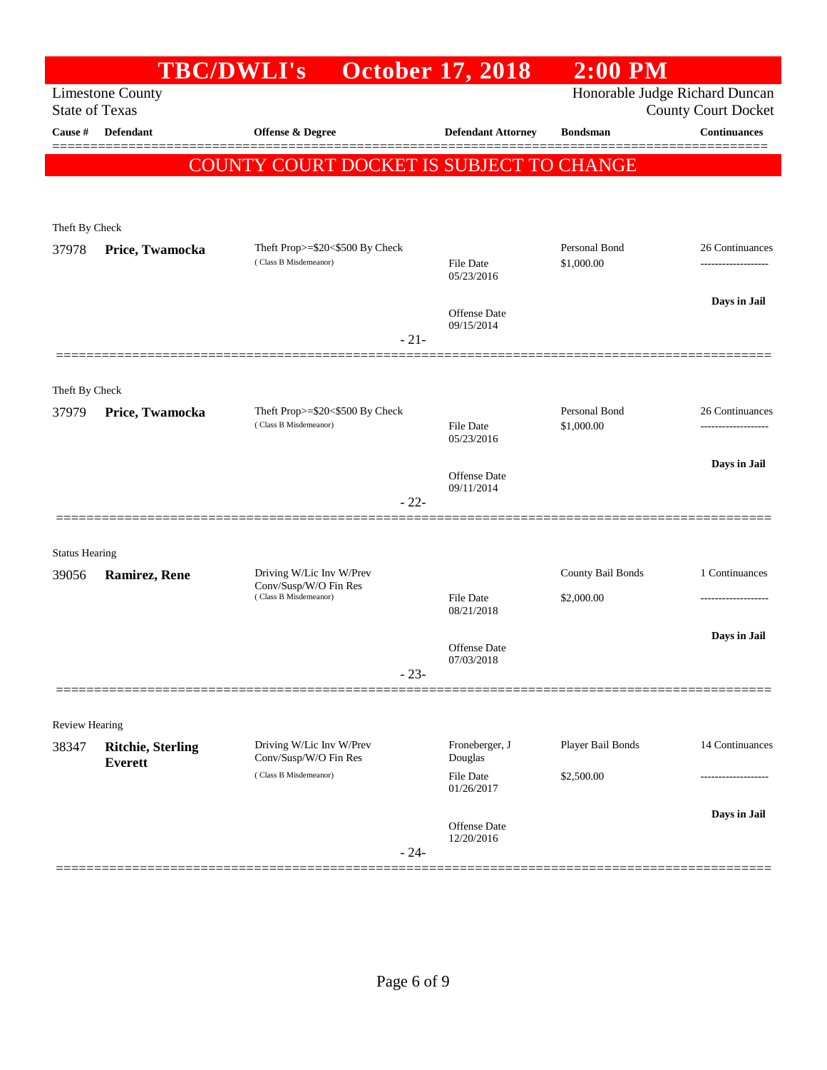# TBC/DWLI's October 17, 2018 2:00 PM

Limestone County
State of Texas

Honorable Judge Richard Duncan
County Court Docket

**COUNTY COURT DOCKET IS SUBJECT TO CHANGE**

| Cause # | Defendant | Offense & Degree | Defendant Attorney | Bondsman | Continuances |
|---|---|---|---|---|---|
| **Theft By Check** | | | | | |
| 37978 | **Price, Twamocka** | Theft Prop>=$20<$500 By Check (Class B Misdemeanor) | File Date 05/23/2016; Offense Date 09/15/2014 | Personal Bond $1,000.00 | 26 Continuances; Days in Jail |
| | | - 21- | | | |
| **Theft By Check** | | | | | |
| 37979 | **Price, Twamocka** | Theft Prop>=$20<$500 By Check (Class B Misdemeanor) | File Date 05/23/2016; Offense Date 09/11/2014 | Personal Bond $1,000.00 | 26 Continuances; Days in Jail |
| | | - 22- | | | |
| **Status Hearing** | | | | | |
| 39056 | **Ramirez, Rene** | Driving W/Lic Inv W/Prev Conv/Susp/W/O Fin Res (Class B Misdemeanor) | File Date 08/21/2018; Offense Date 07/03/2018 | County Bail Bonds $2,000.00 | 1 Continuances; Days in Jail |
| | | - 23- | | | |
| **Review Hearing** | | | | | |
| 38347 | **Ritchie, Sterling Everett** | Driving W/Lic Inv W/Prev Conv/Susp/W/O Fin Res (Class B Misdemeanor) | Froneberger, J Douglas; File Date 01/26/2017; Offense Date 12/20/2016 | Player Bail Bonds $2,500.00 | 14 Continuances; Days in Jail |
| | | - 24- | | | |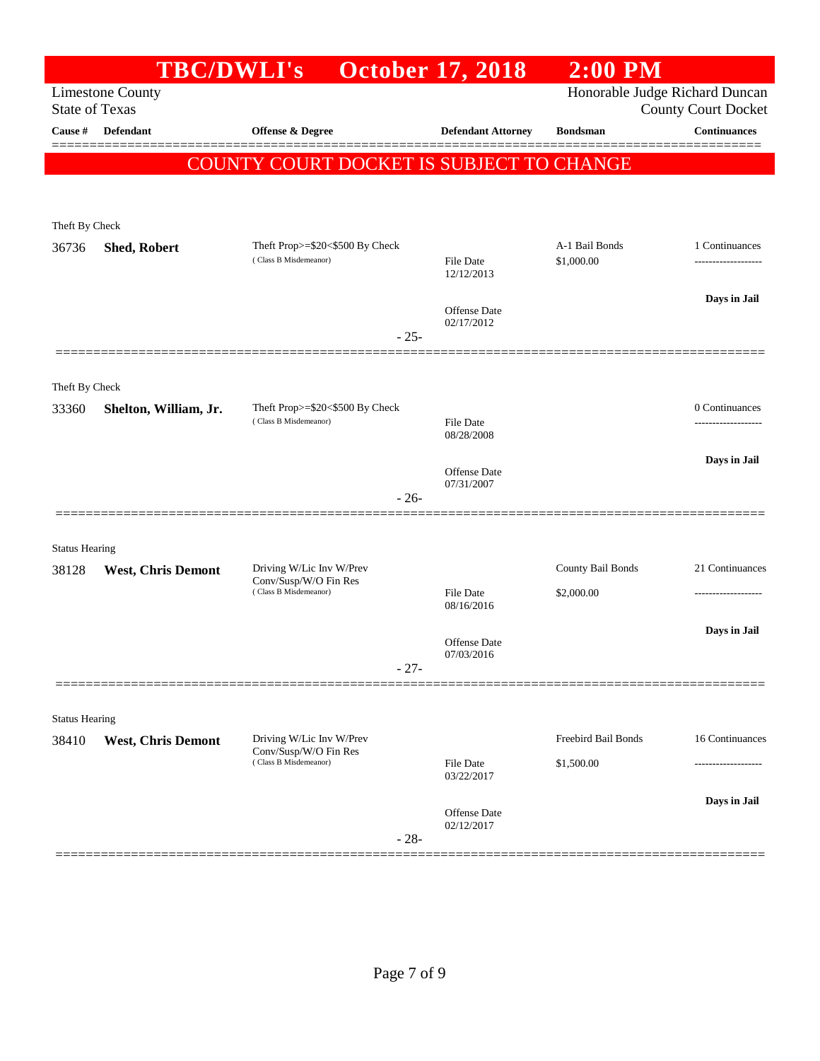# TBC/DWLI's October 17, 2018 2:00 PM

Limestone County
State of Texas

Honorable Judge Richard Duncan
County Court Docket

| Cause # | Defendant | Offense & Degree | Defendant Attorney | Bondsman | Continuances |
|---|---|---|---|---|---|

**COUNTY COURT DOCKET IS SUBJECT TO CHANGE**

---

Theft By Check

| Cause # | Defendant | Offense & Degree | Defendant Attorney | Bondsman | Continuances |
|---|---|---|---|---|---|
| 36736 | **Shed, Robert** | Theft Prop>=$20<$500 By Check (Class B Misdemeanor) | File Date 12/12/2013<br>Offense Date 02/17/2012 | A-1 Bail Bonds<br>$1,000.00 | 1 Continuances<br>-------------------<br>**Days in Jail** |

- 25-

---

Theft By Check

| Cause # | Defendant | Offense & Degree | Defendant Attorney | Bondsman | Continuances |
|---|---|---|---|---|---|
| 33360 | **Shelton, William, Jr.** | Theft Prop>=$20<$500 By Check (Class B Misdemeanor) | File Date 08/28/2008<br>Offense Date 07/31/2007 | | 0 Continuances<br>-------------------<br>**Days in Jail** |

- 26-

---

Status Hearing

| Cause # | Defendant | Offense & Degree | Defendant Attorney | Bondsman | Continuances |
|---|---|---|---|---|---|
| 38128 | **West, Chris Demont** | Driving W/Lic Inv W/Prev Conv/Susp/W/O Fin Res (Class B Misdemeanor) | File Date 08/16/2016<br>Offense Date 07/03/2016 | County Bail Bonds<br>$2,000.00 | 21 Continuances<br>-------------------<br>**Days in Jail** |

- 27-

---

Status Hearing

| Cause # | Defendant | Offense & Degree | Defendant Attorney | Bondsman | Continuances |
|---|---|---|---|---|---|
| 38410 | **West, Chris Demont** | Driving W/Lic Inv W/Prev Conv/Susp/W/O Fin Res (Class B Misdemeanor) | File Date 03/22/2017<br>Offense Date 02/12/2017 | Freebird Bail Bonds<br>$1,500.00 | 16 Continuances<br>-------------------<br>**Days in Jail** |

- 28-

---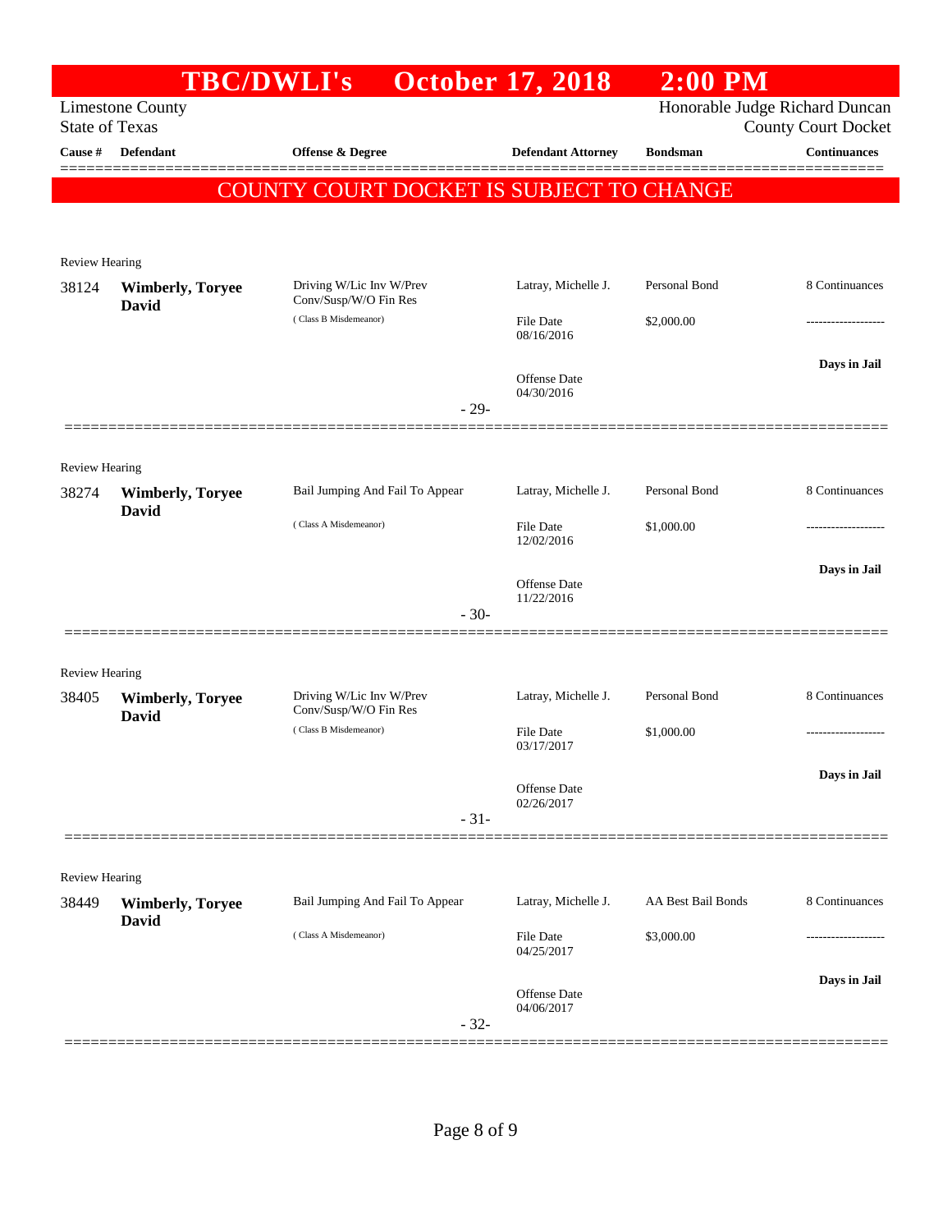# TBC/DWLI's October 17, 2018 2:00 PM

Limestone County
State of Texas

Honorable Judge Richard Duncan
County Court Docket

| Cause # | Defendant | Offense & Degree | Defendant Attorney | Bondsman | Continuances |
|---|---|---|---|---|---|

**COUNTY COURT DOCKET IS SUBJECT TO CHANGE**

Review Hearing

| Cause # | Defendant | Offense & Degree | Defendant Attorney | Bondsman | Continuances |
|---|---|---|---|---|---|
| 38124 | **Wimberly, Toryee David** | Driving W/Lic Inv W/Prev Conv/Susp/W/O Fin Res ( Class B Misdemeanor) | Latray, Michelle J. | Personal Bond | 8 Continuances |
| | | | File Date 08/16/2016 | $2,000.00 | ------------------- |
| | | | Offense Date 04/30/2016 | | **Days in Jail** |

- 29-

Review Hearing

| Cause # | Defendant | Offense & Degree | Defendant Attorney | Bondsman | Continuances |
|---|---|---|---|---|---|
| 38274 | **Wimberly, Toryee David** | Bail Jumping And Fail To Appear ( Class A Misdemeanor) | Latray, Michelle J. | Personal Bond | 8 Continuances |
| | | | File Date 12/02/2016 | $1,000.00 | ------------------- |
| | | | Offense Date 11/22/2016 | | **Days in Jail** |

- 30-

Review Hearing

| Cause # | Defendant | Offense & Degree | Defendant Attorney | Bondsman | Continuances |
|---|---|---|---|---|---|
| 38405 | **Wimberly, Toryee David** | Driving W/Lic Inv W/Prev Conv/Susp/W/O Fin Res ( Class B Misdemeanor) | Latray, Michelle J. | Personal Bond | 8 Continuances |
| | | | File Date 03/17/2017 | $1,000.00 | ------------------- |
| | | | Offense Date 02/26/2017 | | **Days in Jail** |

- 31-

Review Hearing

| Cause # | Defendant | Offense & Degree | Defendant Attorney | Bondsman | Continuances |
|---|---|---|---|---|---|
| 38449 | **Wimberly, Toryee David** | Bail Jumping And Fail To Appear ( Class A Misdemeanor) | Latray, Michelle J. | AA Best Bail Bonds | 8 Continuances |
| | | | File Date 04/25/2017 | $3,000.00 | ------------------- |
| | | | Offense Date 04/06/2017 | | **Days in Jail** |

- 32-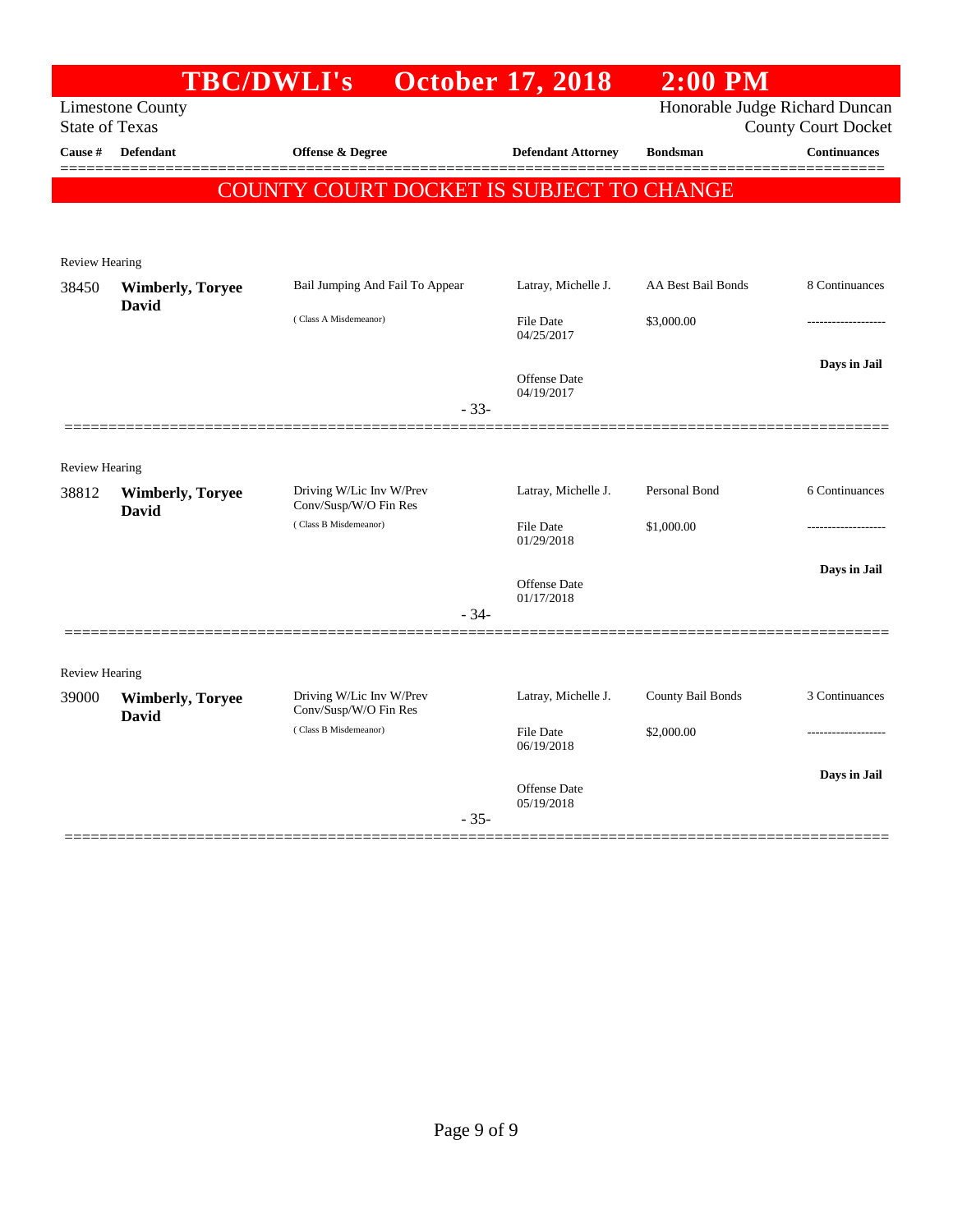# TBC/DWLI's October 17, 2018 2:00 PM

Limestone County
State of Texas

Honorable Judge Richard Duncan
County Court Docket

| Cause # | Defendant | Offense & Degree | Defendant Attorney | Bondsman | Continuances |
|---|---|---|---|---|---|

**COUNTY COURT DOCKET IS SUBJECT TO CHANGE**

Review Hearing

| Cause # | Defendant | Offense & Degree | Defendant Attorney | Bondsman | Continuances |
|---|---|---|---|---|---|
| 38450 | **Wimberly, Toryee David** | Bail Jumping And Fail To Appear | Latray, Michelle J. | AA Best Bail Bonds | 8 Continuances |
| | | ( Class A Misdemeanor) | File Date 04/25/2017 | $3,000.00 | ------------------- |
| | | | Offense Date 04/19/2017 | | **Days in Jail** |

- 33-

Review Hearing

| Cause # | Defendant | Offense & Degree | Defendant Attorney | Bondsman | Continuances |
|---|---|---|---|---|---|
| 38812 | **Wimberly, Toryee David** | Driving W/Lic Inv W/Prev Conv/Susp/W/O Fin Res | Latray, Michelle J. | Personal Bond | 6 Continuances |
| | | ( Class B Misdemeanor) | File Date 01/29/2018 | $1,000.00 | ------------------- |
| | | | Offense Date 01/17/2018 | | **Days in Jail** |

- 34-

Review Hearing

| Cause # | Defendant | Offense & Degree | Defendant Attorney | Bondsman | Continuances |
|---|---|---|---|---|---|
| 39000 | **Wimberly, Toryee David** | Driving W/Lic Inv W/Prev Conv/Susp/W/O Fin Res | Latray, Michelle J. | County Bail Bonds | 3 Continuances |
| | | ( Class B Misdemeanor) | File Date 06/19/2018 | $2,000.00 | ------------------- |
| | | | Offense Date 05/19/2018 | | **Days in Jail** |

- 35-